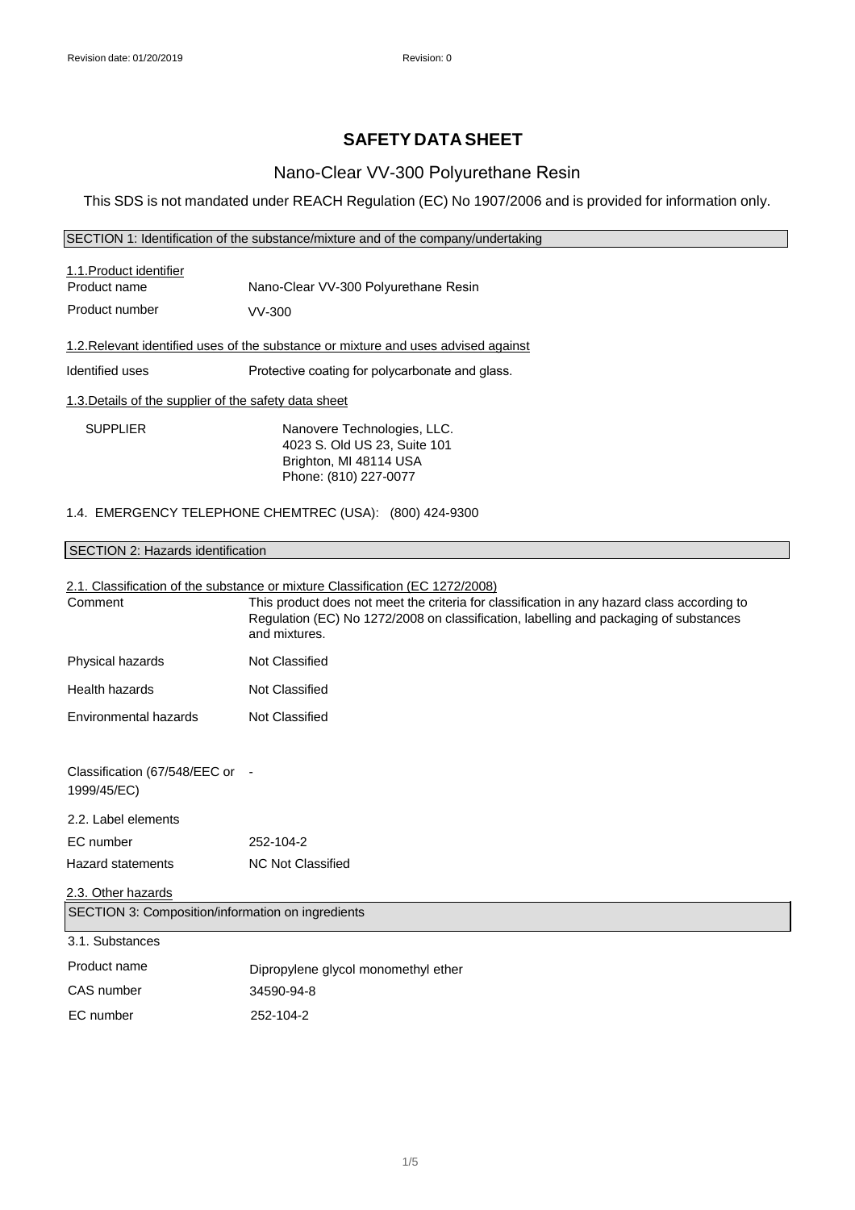Revision date: 01/20/2019 Revision: 0

# SAFETY DATA SHEET

## Nano-Clear VV-300 Polyurethane Resin

This SDS is not mandated under REACH Regulation (EC) No 1907/2006 and is provided for information only.

### SECTION 1: Identification of the substance/mixture and of the company/undertaking

1.1.Product identifier

| | |
|---|---|
| Product name | Nano-Clear VV-300 Polyurethane Resin |
| Product number | VV-300 |

1.2.Relevant identified uses of the substance or mixture and uses advised against

| | |
|---|---|
| Identified uses | Protective coating for polycarbonate and glass. |

1.3.Details of the supplier of the safety data sheet

SUPPLIER

Nanovere Technologies, LLC.
4023 S. Old US 23, Suite 101
Brighton, MI 48114 USA
Phone: (810) 227-0077

1.4. EMERGENCY TELEPHONE CHEMTREC (USA): (800) 424-9300

### SECTION 2: Hazards identification

2.1. Classification of the substance or mixture Classification (EC 1272/2008)

| | |
|---|---|
| Comment | This product does not meet the criteria for classification in any hazard class according to Regulation (EC) No 1272/2008 on classification, labelling and packaging of substances and mixtures. |
| Physical hazards | Not Classified |
| Health hazards | Not Classified |
| Environmental hazards | Not Classified |
| Classification (67/548/EEC or 1999/45/EC) | - |

2.2. Label elements

| | |
|---|---|
| EC number | 252-104-2 |
| Hazard statements | NC Not Classified |

2.3. Other hazards

### SECTION 3: Composition/information on ingredients

3.1. Substances

| | |
|---|---|
| Product name | Dipropylene glycol monomethyl ether |
| CAS number | 34590-94-8 |
| EC number | 252-104-2 |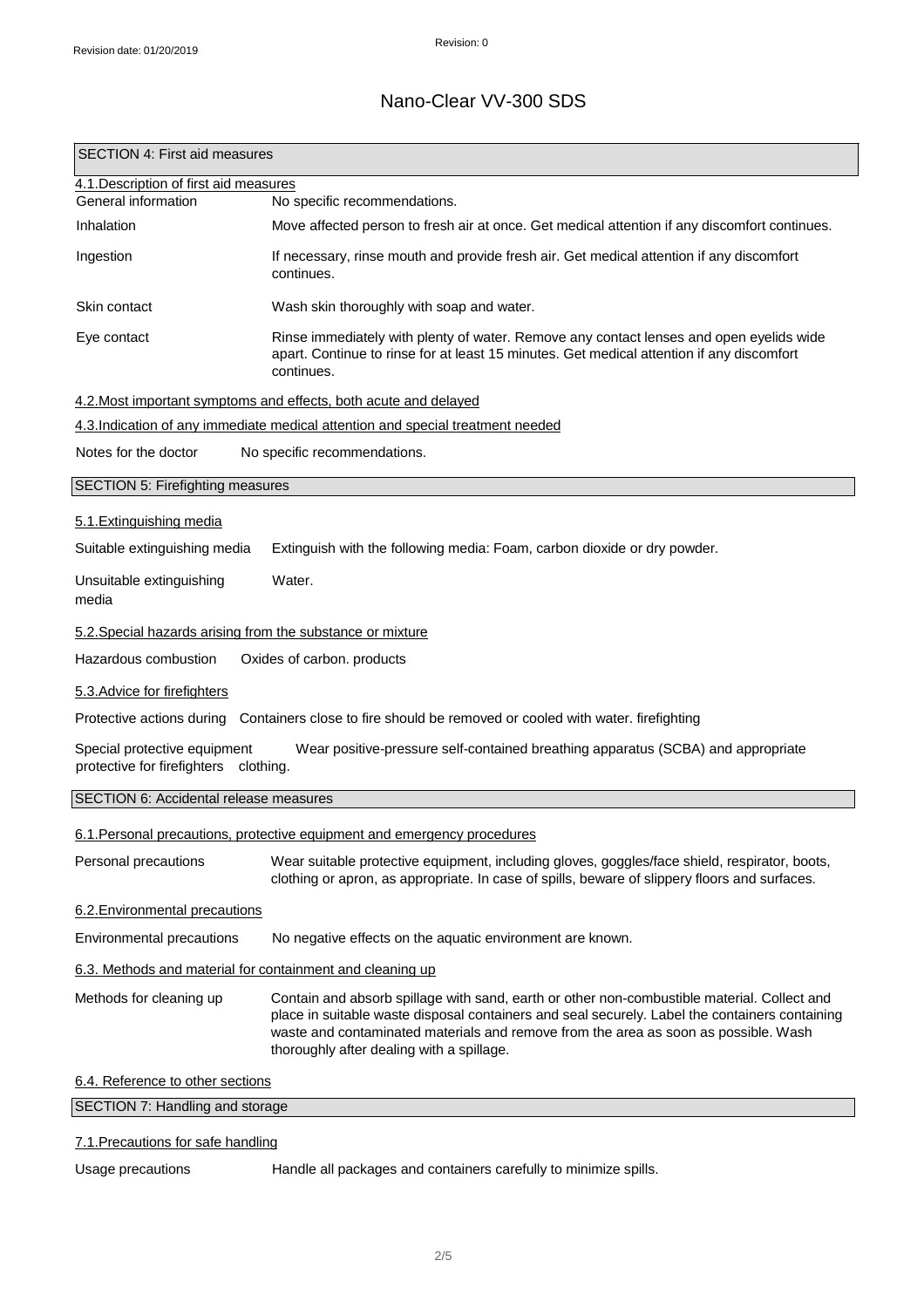# Nano-Clear VV-300 SDS

## SECTION 4: First aid measures

### 4.1.Description of first aid measures

| | |
|---|---|
| General information | No specific recommendations. |
| Inhalation | Move affected person to fresh air at once. Get medical attention if any discomfort continues. |
| Ingestion | If necessary, rinse mouth and provide fresh air. Get medical attention if any discomfort continues. |
| Skin contact | Wash skin thoroughly with soap and water. |
| Eye contact | Rinse immediately with plenty of water. Remove any contact lenses and open eyelids wide apart. Continue to rinse for at least 15 minutes. Get medical attention if any discomfort continues. |

### 4.2.Most important symptoms and effects, both acute and delayed

### 4.3.Indication of any immediate medical attention and special treatment needed

| | |
|---|---|
| Notes for the doctor | No specific recommendations. |

## SECTION 5: Firefighting measures

### 5.1.Extinguishing media

| | |
|---|---|
| Suitable extinguishing media | Extinguish with the following media: Foam, carbon dioxide or dry powder. |
| Unsuitable extinguishing media | Water. |

### 5.2.Special hazards arising from the substance or mixture

| | |
|---|---|
| Hazardous combustion products | Oxides of carbon. |

### 5.3.Advice for firefighters

| | |
|---|---|
| Protective actions during firefighting | Containers close to fire should be removed or cooled with water. |
| Special protective equipment for firefighters | Wear positive-pressure self-contained breathing apparatus (SCBA) and appropriate protective clothing. |

## SECTION 6: Accidental release measures

### 6.1.Personal precautions, protective equipment and emergency procedures

| | |
|---|---|
| Personal precautions | Wear suitable protective equipment, including gloves, goggles/face shield, respirator, boots, clothing or apron, as appropriate. In case of spills, beware of slippery floors and surfaces. |

### 6.2.Environmental precautions

| | |
|---|---|
| Environmental precautions | No negative effects on the aquatic environment are known. |

### 6.3. Methods and material for containment and cleaning up

| | |
|---|---|
| Methods for cleaning up | Contain and absorb spillage with sand, earth or other non-combustible material. Collect and place in suitable waste disposal containers and seal securely. Label the containers containing waste and contaminated materials and remove from the area as soon as possible. Wash thoroughly after dealing with a spillage. |

### 6.4. Reference to other sections

## SECTION 7: Handling and storage

### 7.1.Precautions for safe handling

| | |
|---|---|
| Usage precautions | Handle all packages and containers carefully to minimize spills. |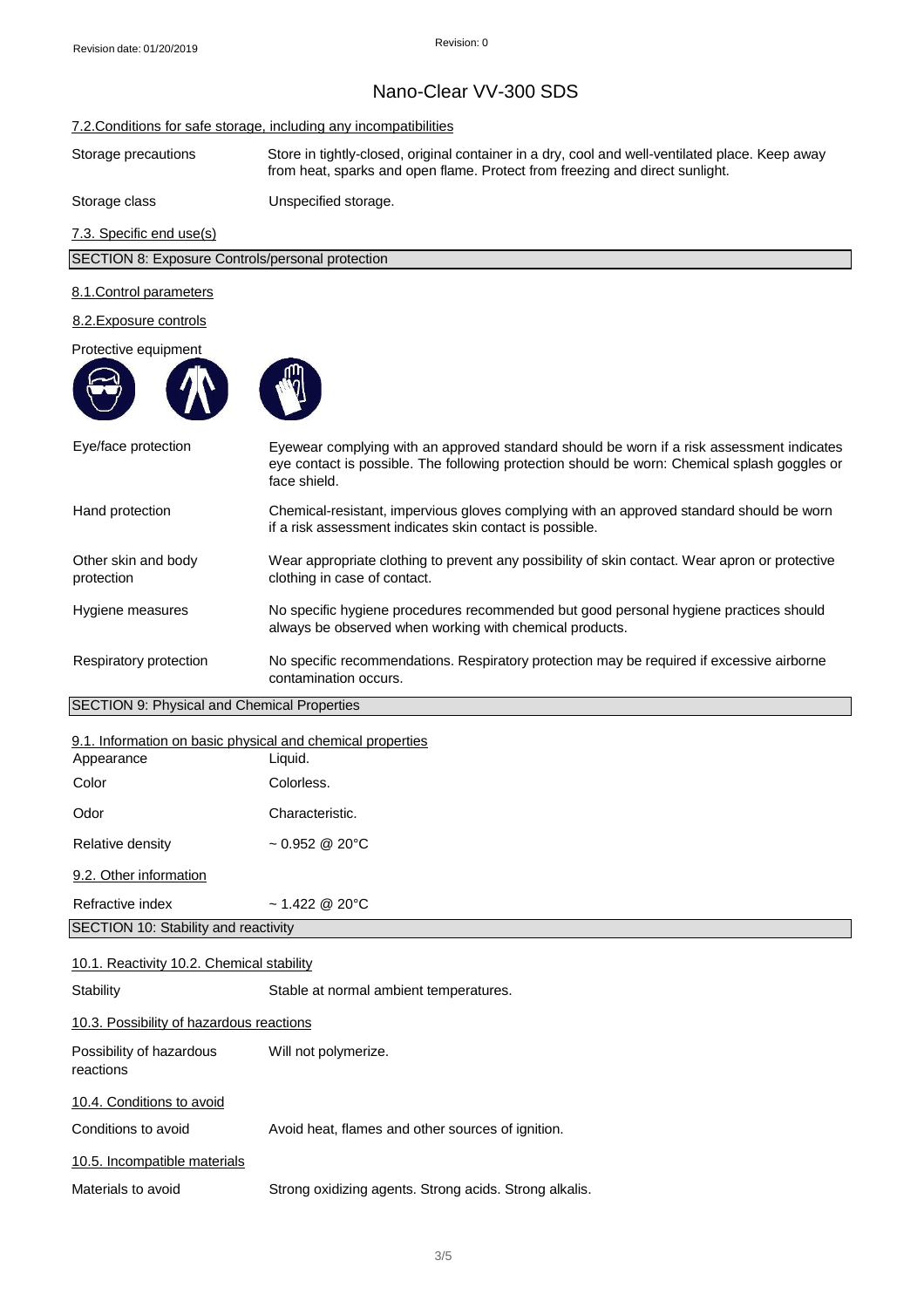### 7.2.Conditions for safe storage, including any incompatibilities

| | |
|---|---|
| Storage precautions | Store in tightly-closed, original container in a dry, cool and well-ventilated place. Keep away from heat, sparks and open flame. Protect from freezing and direct sunlight. |
| Storage class | Unspecified storage. |

### 7.3. Specific end use(s)

## SECTION 8: Exposure Controls/personal protection

### 8.1.Control parameters

### 8.2.Exposure controls

Protective equipment

| | |
|---|---|
| Eye/face protection | Eyewear complying with an approved standard should be worn if a risk assessment indicates eye contact is possible. The following protection should be worn: Chemical splash goggles or face shield. |
| Hand protection | Chemical-resistant, impervious gloves complying with an approved standard should be worn if a risk assessment indicates skin contact is possible. |
| Other skin and body protection | Wear appropriate clothing to prevent any possibility of skin contact. Wear apron or protective clothing in case of contact. |
| Hygiene measures | No specific hygiene procedures recommended but good personal hygiene practices should always be observed when working with chemical products. |
| Respiratory protection | No specific recommendations. Respiratory protection may be required if excessive airborne contamination occurs. |

## SECTION 9: Physical and Chemical Properties

### 9.1. Information on basic physical and chemical properties

| | |
|---|---|
| Appearance | Liquid. |
| Color | Colorless. |
| Odor | Characteristic. |
| Relative density | ~ 0.952 @ 20°C |

### 9.2. Other information

| | |
|---|---|
| Refractive index | ~ 1.422 @ 20°C |

## SECTION 10: Stability and reactivity

### 10.1. Reactivity 10.2. Chemical stability

| | |
|---|---|
| Stability | Stable at normal ambient temperatures. |

### 10.3. Possibility of hazardous reactions

| | |
|---|---|
| Possibility of hazardous reactions | Will not polymerize. |

### 10.4. Conditions to avoid

| | |
|---|---|
| Conditions to avoid | Avoid heat, flames and other sources of ignition. |

### 10.5. Incompatible materials

| | |
|---|---|
| Materials to avoid | Strong oxidizing agents. Strong acids. Strong alkalis. |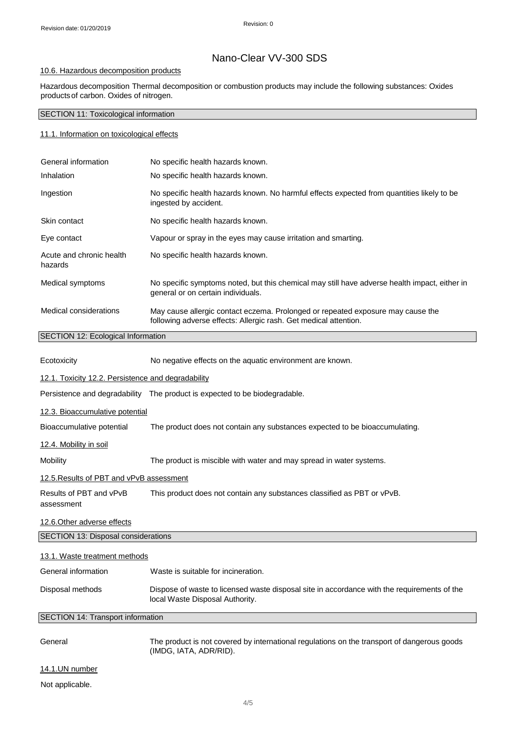#### 10.6. Hazardous decomposition products

Hazardous decomposition products Thermal decomposition or combustion products may include the following substances: Oxides of carbon. Oxides of nitrogen.

## SECTION 11: Toxicological information

#### 11.1. Information on toxicological effects

| | |
|---|---|
| General information | No specific health hazards known. |
| Inhalation | No specific health hazards known. |
| Ingestion | No specific health hazards known. No harmful effects expected from quantities likely to be ingested by accident. |
| Skin contact | No specific health hazards known. |
| Eye contact | Vapour or spray in the eyes may cause irritation and smarting. |
| Acute and chronic health hazards | No specific health hazards known. |
| Medical symptoms | No specific symptoms noted, but this chemical may still have adverse health impact, either in general or on certain individuals. |
| Medical considerations | May cause allergic contact eczema. Prolonged or repeated exposure may cause the following adverse effects: Allergic rash. Get medical attention. |

## SECTION 12: Ecological Information

Ecotoxicity — No negative effects on the aquatic environment are known.

#### 12.1. Toxicity 12.2. Persistence and degradability

Persistence and degradability — The product is expected to be biodegradable.

#### 12.3. Bioaccumulative potential

Bioaccumulative potential — The product does not contain any substances expected to be bioaccumulating.

#### 12.4. Mobility in soil

Mobility — The product is miscible with water and may spread in water systems.

#### 12.5.Results of PBT and vPvB assessment

Results of PBT and vPvB assessment — This product does not contain any substances classified as PBT or vPvB.

#### 12.6.Other adverse effects

## SECTION 13: Disposal considerations

#### 13.1. Waste treatment methods

| | |
|---|---|
| General information | Waste is suitable for incineration. |
| Disposal methods | Dispose of waste to licensed waste disposal site in accordance with the requirements of the local Waste Disposal Authority. |

## SECTION 14: Transport information

General — The product is not covered by international regulations on the transport of dangerous goods (IMDG, IATA, ADR/RID).

#### 14.1.UN number

Not applicable.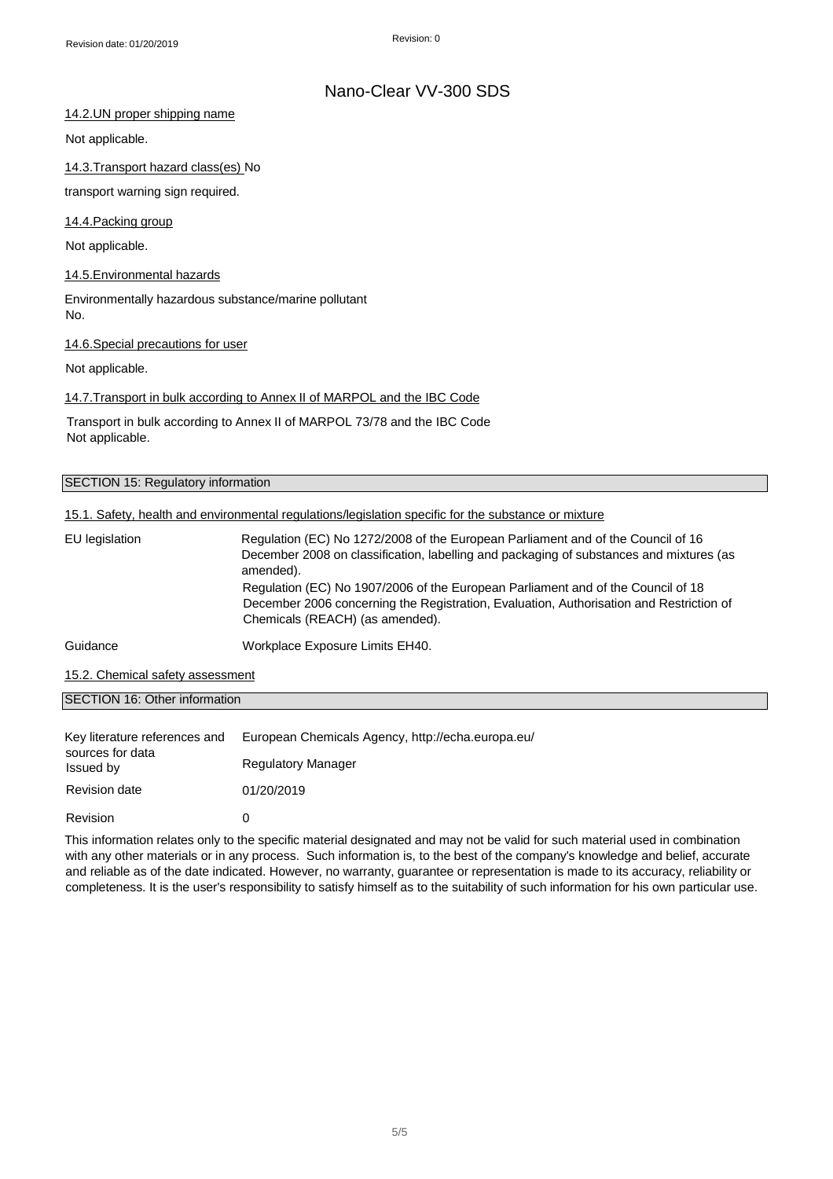# Nano-Clear VV-300 SDS

14.2.UN proper shipping name

Not applicable.

14.3.Transport hazard class(es) No

transport warning sign required.

14.4.Packing group

Not applicable.

14.5.Environmental hazards

Environmentally hazardous substance/marine pollutant
No.

14.6.Special precautions for user

Not applicable.

14.7.Transport in bulk according to Annex II of MARPOL and the IBC Code

Transport in bulk according to Annex II of MARPOL 73/78 and the IBC Code
Not applicable.

## SECTION 15: Regulatory information

15.1. Safety, health and environmental regulations/legislation specific for the substance or mixture

| | |
|---|---|
| EU legislation | Regulation (EC) No 1272/2008 of the European Parliament and of the Council of 16 December 2008 on classification, labelling and packaging of substances and mixtures (as amended). Regulation (EC) No 1907/2006 of the European Parliament and of the Council of 18 December 2006 concerning the Registration, Evaluation, Authorisation and Restriction of Chemicals (REACH) (as amended). |
| Guidance | Workplace Exposure Limits EH40. |

15.2. Chemical safety assessment

## SECTION 16: Other information

| | |
|---|---|
| Key literature references and sources for data | European Chemicals Agency, http://echa.europa.eu/ |
| Issued by | Regulatory Manager |
| Revision date | 01/20/2019 |
| Revision | 0 |

This information relates only to the specific material designated and may not be valid for such material used in combination with any other materials or in any process. Such information is, to the best of the company's knowledge and belief, accurate and reliable as of the date indicated. However, no warranty, guarantee or representation is made to its accuracy, reliability or completeness. It is the user's responsibility to satisfy himself as to the suitability of such information for his own particular use.